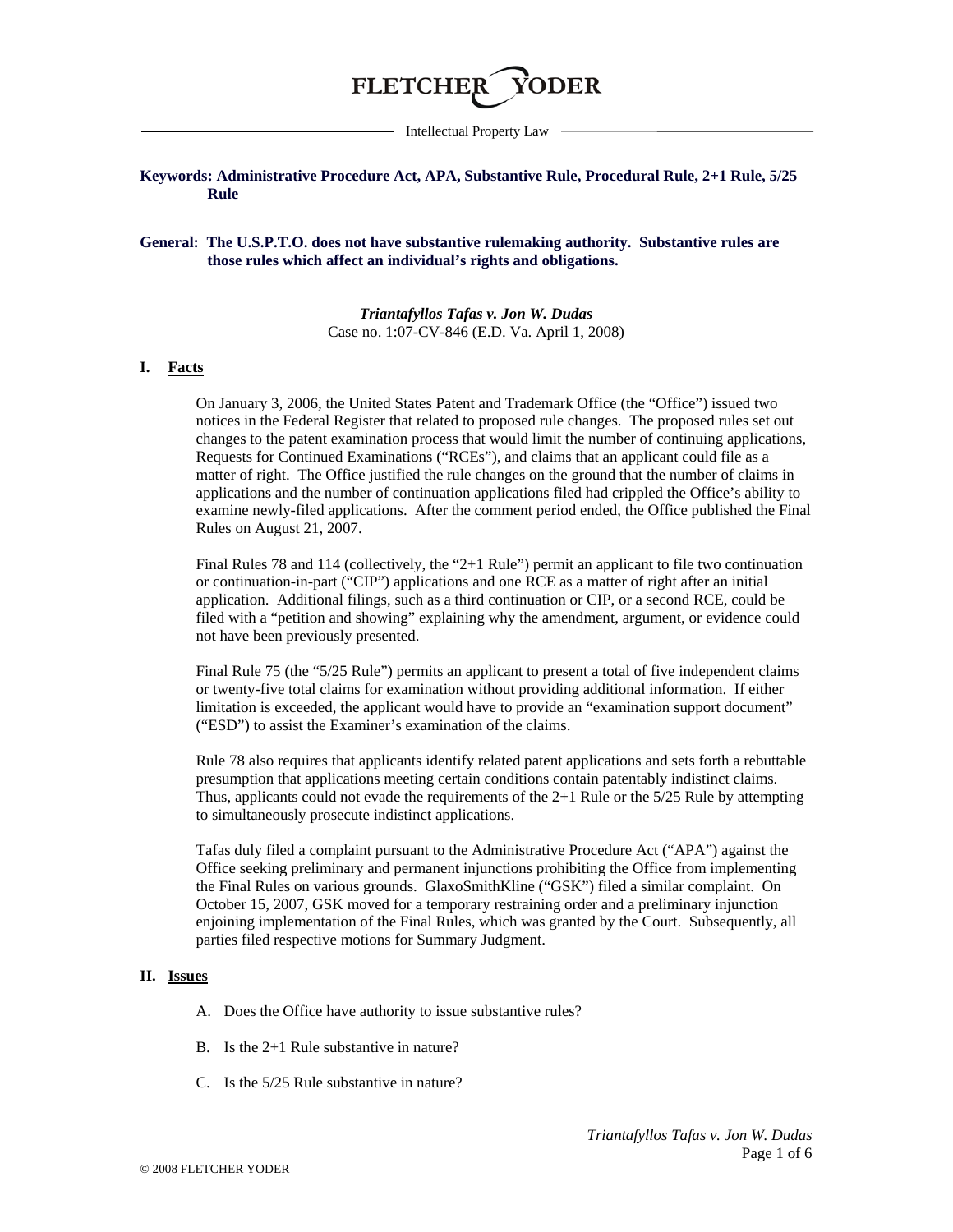**FLETCHER YODER**

Intellectual Property Law

**Keywords: Administrative Procedure Act, APA, Substantive Rule, Procedural Rule, 2+1 Rule, 5/25 Rule**

**General: The U.S.P.T.O. does not have substantive rulemaking authority. Substantive rules are those rules which affect an individual's rights and obligations.**

***Triantafyllos Tafas v. Jon W. Dudas***
Case no. 1:07-CV-846 (E.D. Va. April 1, 2008)

## I. Facts

On January 3, 2006, the United States Patent and Trademark Office (the "Office") issued two notices in the Federal Register that related to proposed rule changes. The proposed rules set out changes to the patent examination process that would limit the number of continuing applications, Requests for Continued Examinations ("RCEs"), and claims that an applicant could file as a matter of right. The Office justified the rule changes on the ground that the number of claims in applications and the number of continuation applications filed had crippled the Office's ability to examine newly-filed applications. After the comment period ended, the Office published the Final Rules on August 21, 2007.

Final Rules 78 and 114 (collectively, the "2+1 Rule") permit an applicant to file two continuation or continuation-in-part ("CIP") applications and one RCE as a matter of right after an initial application. Additional filings, such as a third continuation or CIP, or a second RCE, could be filed with a "petition and showing" explaining why the amendment, argument, or evidence could not have been previously presented.

Final Rule 75 (the "5/25 Rule") permits an applicant to present a total of five independent claims or twenty-five total claims for examination without providing additional information. If either limitation is exceeded, the applicant would have to provide an "examination support document" ("ESD") to assist the Examiner's examination of the claims.

Rule 78 also requires that applicants identify related patent applications and sets forth a rebuttable presumption that applications meeting certain conditions contain patentably indistinct claims. Thus, applicants could not evade the requirements of the 2+1 Rule or the 5/25 Rule by attempting to simultaneously prosecute indistinct applications.

Tafas duly filed a complaint pursuant to the Administrative Procedure Act ("APA") against the Office seeking preliminary and permanent injunctions prohibiting the Office from implementing the Final Rules on various grounds. GlaxoSmithKline ("GSK") filed a similar complaint. On October 15, 2007, GSK moved for a temporary restraining order and a preliminary injunction enjoining implementation of the Final Rules, which was granted by the Court. Subsequently, all parties filed respective motions for Summary Judgment.

## II. Issues

A. Does the Office have authority to issue substantive rules?

B. Is the 2+1 Rule substantive in nature?

C. Is the 5/25 Rule substantive in nature?

© 2008 FLETCHER YODER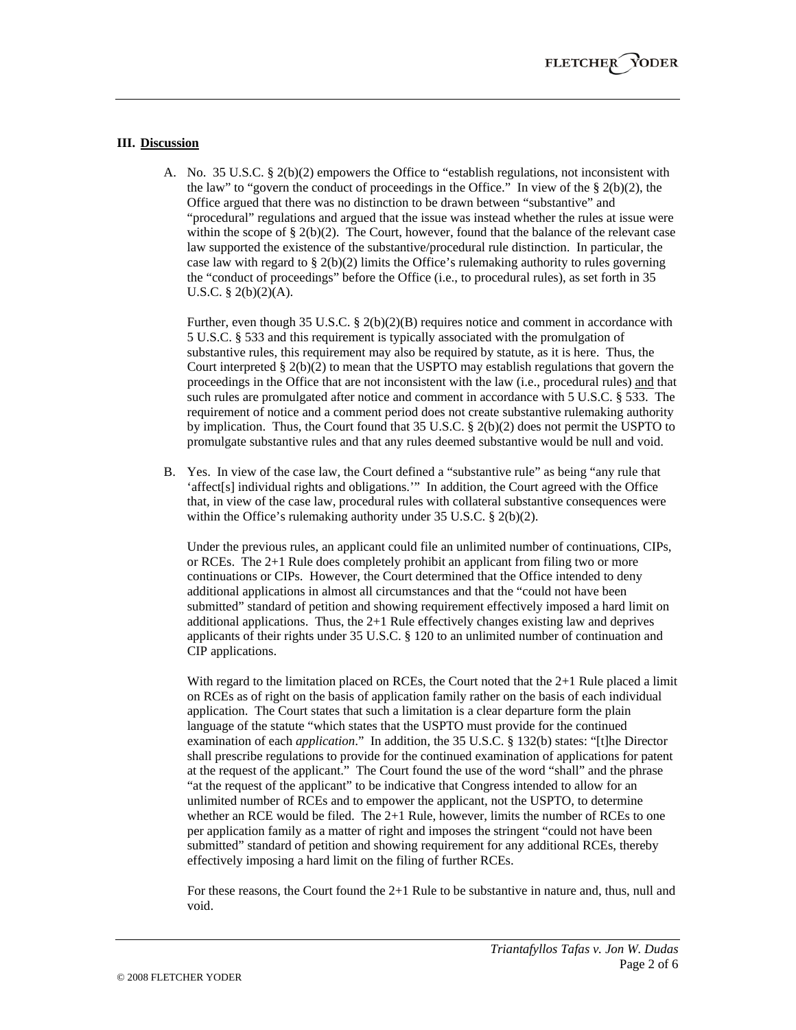### III. <u>Discussion</u>

A. No. 35 U.S.C. § 2(b)(2) empowers the Office to "establish regulations, not inconsistent with the law" to "govern the conduct of proceedings in the Office." In view of the § 2(b)(2), the Office argued that there was no distinction to be drawn between "substantive" and "procedural" regulations and argued that the issue was instead whether the rules at issue were within the scope of § 2(b)(2). The Court, however, found that the balance of the relevant case law supported the existence of the substantive/procedural rule distinction. In particular, the case law with regard to § 2(b)(2) limits the Office's rulemaking authority to rules governing the "conduct of proceedings" before the Office (i.e., to procedural rules), as set forth in 35 U.S.C. § 2(b)(2)(A).

   Further, even though 35 U.S.C. § 2(b)(2)(B) requires notice and comment in accordance with 5 U.S.C. § 533 and this requirement is typically associated with the promulgation of substantive rules, this requirement may also be required by statute, as it is here. Thus, the Court interpreted § 2(b)(2) to mean that the USPTO may establish regulations that govern the proceedings in the Office that are not inconsistent with the law (i.e., procedural rules) <u>and</u> that such rules are promulgated after notice and comment in accordance with 5 U.S.C. § 533. The requirement of notice and a comment period does not create substantive rulemaking authority by implication. Thus, the Court found that 35 U.S.C. § 2(b)(2) does not permit the USPTO to promulgate substantive rules and that any rules deemed substantive would be null and void.

B. Yes. In view of the case law, the Court defined a "substantive rule" as being "any rule that 'affect[s] individual rights and obligations.'" In addition, the Court agreed with the Office that, in view of the case law, procedural rules with collateral substantive consequences were within the Office's rulemaking authority under 35 U.S.C. § 2(b)(2).

   Under the previous rules, an applicant could file an unlimited number of continuations, CIPs, or RCEs. The 2+1 Rule does completely prohibit an applicant from filing two or more continuations or CIPs. However, the Court determined that the Office intended to deny additional applications in almost all circumstances and that the "could not have been submitted" standard of petition and showing requirement effectively imposed a hard limit on additional applications. Thus, the 2+1 Rule effectively changes existing law and deprives applicants of their rights under 35 U.S.C. § 120 to an unlimited number of continuation and CIP applications.

   With regard to the limitation placed on RCEs, the Court noted that the 2+1 Rule placed a limit on RCEs as of right on the basis of application family rather on the basis of each individual application. The Court states that such a limitation is a clear departure form the plain language of the statute "which states that the USPTO must provide for the continued examination of each *application*." In addition, the 35 U.S.C. § 132(b) states: "[t]he Director shall prescribe regulations to provide for the continued examination of applications for patent at the request of the applicant." The Court found the use of the word "shall" and the phrase "at the request of the applicant" to be indicative that Congress intended to allow for an unlimited number of RCEs and to empower the applicant, not the USPTO, to determine whether an RCE would be filed. The 2+1 Rule, however, limits the number of RCEs to one per application family as a matter of right and imposes the stringent "could not have been submitted" standard of petition and showing requirement for any additional RCEs, thereby effectively imposing a hard limit on the filing of further RCEs.

   For these reasons, the Court found the 2+1 Rule to be substantive in nature and, thus, null and void.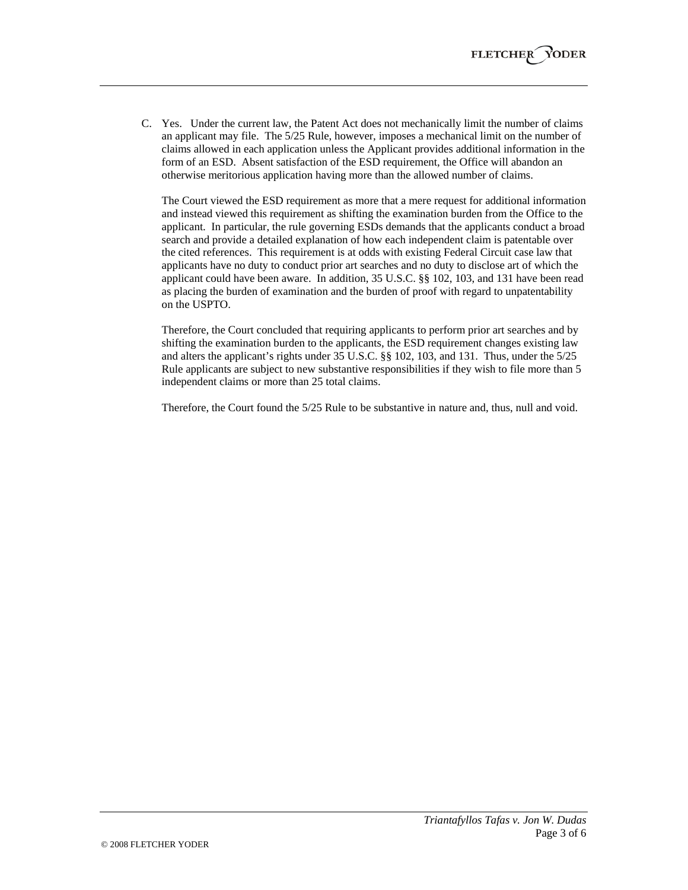C. Yes. Under the current law, the Patent Act does not mechanically limit the number of claims an applicant may file. The 5/25 Rule, however, imposes a mechanical limit on the number of claims allowed in each application unless the Applicant provides additional information in the form of an ESD. Absent satisfaction of the ESD requirement, the Office will abandon an otherwise meritorious application having more than the allowed number of claims.

   The Court viewed the ESD requirement as more that a mere request for additional information and instead viewed this requirement as shifting the examination burden from the Office to the applicant. In particular, the rule governing ESDs demands that the applicants conduct a broad search and provide a detailed explanation of how each independent claim is patentable over the cited references. This requirement is at odds with existing Federal Circuit case law that applicants have no duty to conduct prior art searches and no duty to disclose art of which the applicant could have been aware. In addition, 35 U.S.C. §§ 102, 103, and 131 have been read as placing the burden of examination and the burden of proof with regard to unpatentability on the USPTO.

   Therefore, the Court concluded that requiring applicants to perform prior art searches and by shifting the examination burden to the applicants, the ESD requirement changes existing law and alters the applicant's rights under 35 U.S.C. §§ 102, 103, and 131. Thus, under the 5/25 Rule applicants are subject to new substantive responsibilities if they wish to file more than 5 independent claims or more than 25 total claims.

   Therefore, the Court found the 5/25 Rule to be substantive in nature and, thus, null and void.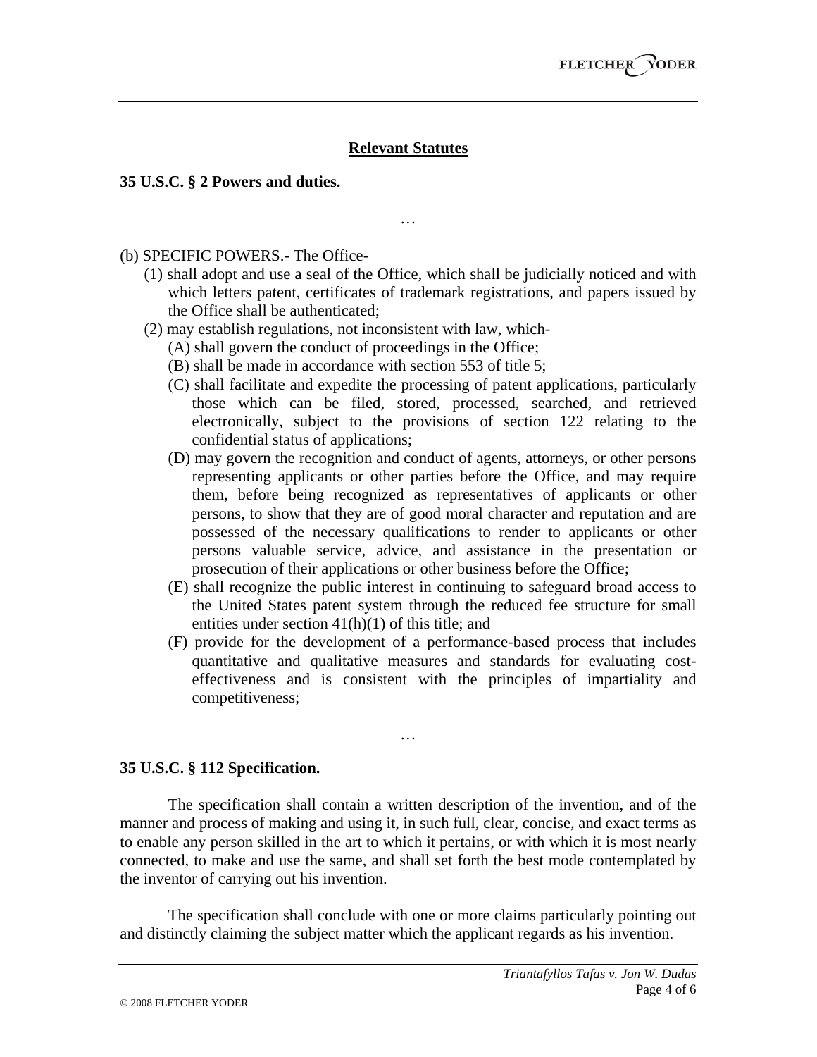## Relevant Statutes

**35 U.S.C. § 2 Powers and duties.**

…

(b) SPECIFIC POWERS.- The Office-

- (1) shall adopt and use a seal of the Office, which shall be judicially noticed and with which letters patent, certificates of trademark registrations, and papers issued by the Office shall be authenticated;
- (2) may establish regulations, not inconsistent with law, which-
  - (A) shall govern the conduct of proceedings in the Office;
  - (B) shall be made in accordance with section 553 of title 5;
  - (C) shall facilitate and expedite the processing of patent applications, particularly those which can be filed, stored, processed, searched, and retrieved electronically, subject to the provisions of section 122 relating to the confidential status of applications;
  - (D) may govern the recognition and conduct of agents, attorneys, or other persons representing applicants or other parties before the Office, and may require them, before being recognized as representatives of applicants or other persons, to show that they are of good moral character and reputation and are possessed of the necessary qualifications to render to applicants or other persons valuable service, advice, and assistance in the presentation or prosecution of their applications or other business before the Office;
  - (E) shall recognize the public interest in continuing to safeguard broad access to the United States patent system through the reduced fee structure for small entities under section 41(h)(1) of this title; and
  - (F) provide for the development of a performance-based process that includes quantitative and qualitative measures and standards for evaluating cost-effectiveness and is consistent with the principles of impartiality and competitiveness;

…

**35 U.S.C. § 112 Specification.**

The specification shall contain a written description of the invention, and of the manner and process of making and using it, in such full, clear, concise, and exact terms as to enable any person skilled in the art to which it pertains, or with which it is most nearly connected, to make and use the same, and shall set forth the best mode contemplated by the inventor of carrying out his invention.

The specification shall conclude with one or more claims particularly pointing out and distinctly claiming the subject matter which the applicant regards as his invention.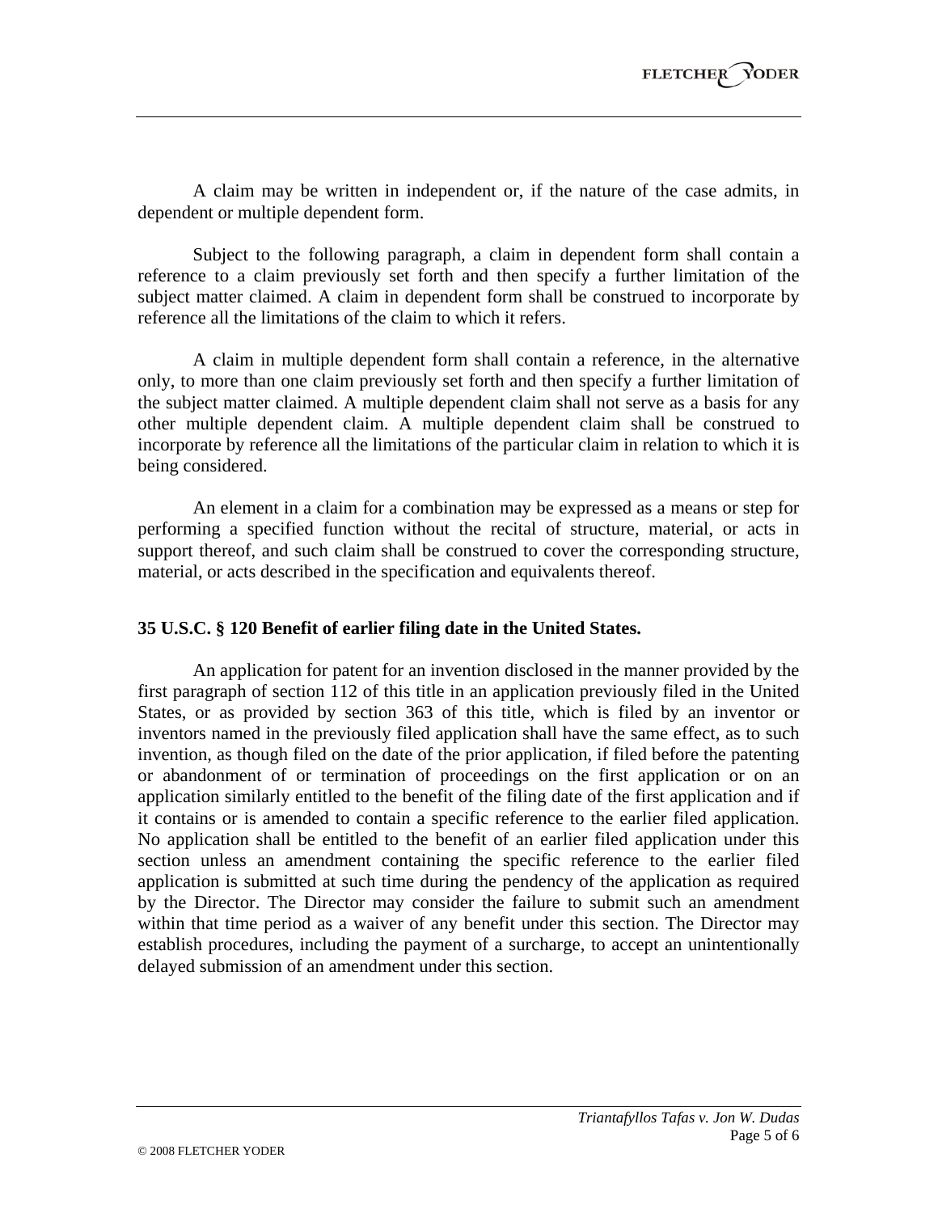A claim may be written in independent or, if the nature of the case admits, in dependent or multiple dependent form.

Subject to the following paragraph, a claim in dependent form shall contain a reference to a claim previously set forth and then specify a further limitation of the subject matter claimed. A claim in dependent form shall be construed to incorporate by reference all the limitations of the claim to which it refers.

A claim in multiple dependent form shall contain a reference, in the alternative only, to more than one claim previously set forth and then specify a further limitation of the subject matter claimed. A multiple dependent claim shall not serve as a basis for any other multiple dependent claim. A multiple dependent claim shall be construed to incorporate by reference all the limitations of the particular claim in relation to which it is being considered.

An element in a claim for a combination may be expressed as a means or step for performing a specified function without the recital of structure, material, or acts in support thereof, and such claim shall be construed to cover the corresponding structure, material, or acts described in the specification and equivalents thereof.

**35 U.S.C. § 120 Benefit of earlier filing date in the United States.**

An application for patent for an invention disclosed in the manner provided by the first paragraph of section 112 of this title in an application previously filed in the United States, or as provided by section 363 of this title, which is filed by an inventor or inventors named in the previously filed application shall have the same effect, as to such invention, as though filed on the date of the prior application, if filed before the patenting or abandonment of or termination of proceedings on the first application or on an application similarly entitled to the benefit of the filing date of the first application and if it contains or is amended to contain a specific reference to the earlier filed application. No application shall be entitled to the benefit of an earlier filed application under this section unless an amendment containing the specific reference to the earlier filed application is submitted at such time during the pendency of the application as required by the Director. The Director may consider the failure to submit such an amendment within that time period as a waiver of any benefit under this section. The Director may establish procedures, including the payment of a surcharge, to accept an unintentionally delayed submission of an amendment under this section.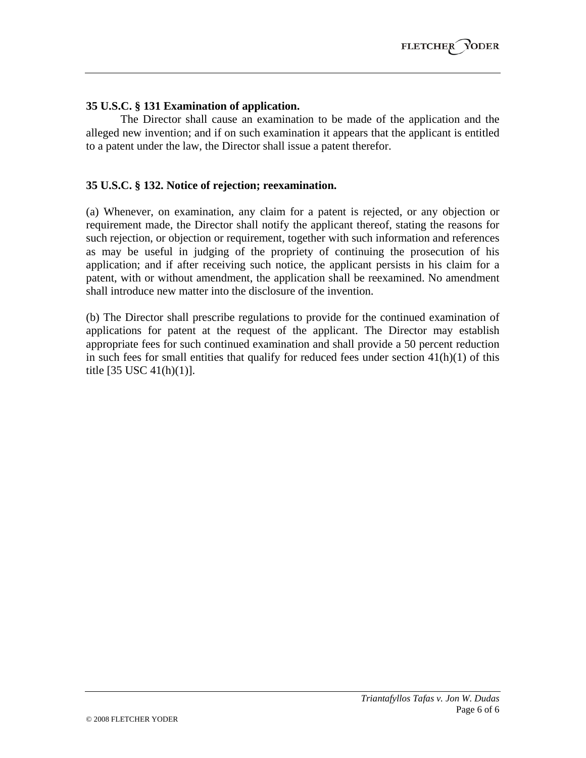**35 U.S.C. § 131 Examination of application.**

The Director shall cause an examination to be made of the application and the alleged new invention; and if on such examination it appears that the applicant is entitled to a patent under the law, the Director shall issue a patent therefor.

**35 U.S.C. § 132. Notice of rejection; reexamination.**

(a) Whenever, on examination, any claim for a patent is rejected, or any objection or requirement made, the Director shall notify the applicant thereof, stating the reasons for such rejection, or objection or requirement, together with such information and references as may be useful in judging of the propriety of continuing the prosecution of his application; and if after receiving such notice, the applicant persists in his claim for a patent, with or without amendment, the application shall be reexamined. No amendment shall introduce new matter into the disclosure of the invention.

(b) The Director shall prescribe regulations to provide for the continued examination of applications for patent at the request of the applicant. The Director may establish appropriate fees for such continued examination and shall provide a 50 percent reduction in such fees for small entities that qualify for reduced fees under section 41(h)(1) of this title [35 USC 41(h)(1)].